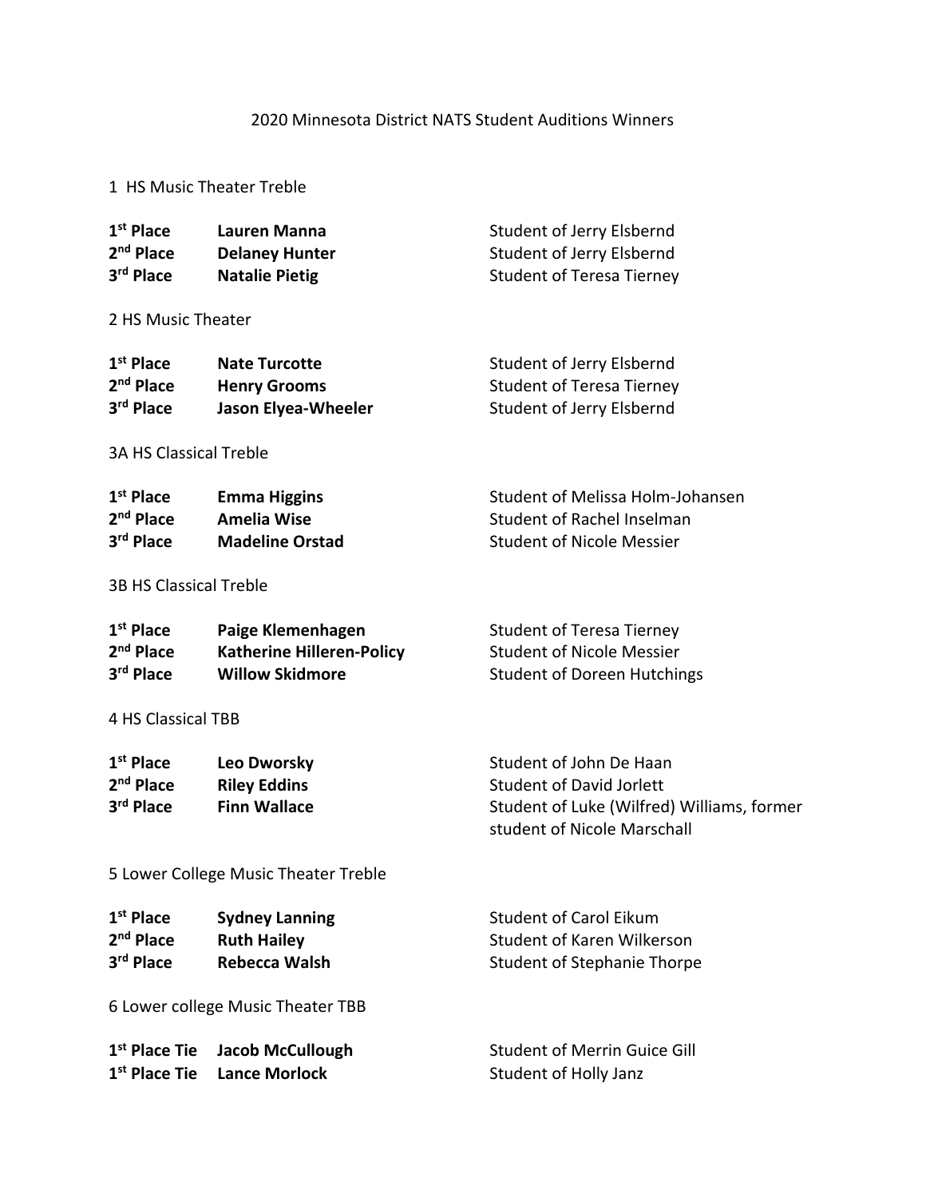# 2020 Minnesota District NATS Student Auditions Winners

## 1 HS Music Theater Treble

| | | |
|---|---|---|
| **1st Place** | **Lauren Manna** | Student of Jerry Elsbernd |
| **2nd Place** | **Delaney Hunter** | Student of Jerry Elsbernd |
| **3rd Place** | **Natalie Pietig** | Student of Teresa Tierney |

## 2 HS Music Theater

| | | |
|---|---|---|
| **1st Place** | **Nate Turcotte** | Student of Jerry Elsbernd |
| **2nd Place** | **Henry Grooms** | Student of Teresa Tierney |
| **3rd Place** | **Jason Elyea-Wheeler** | Student of Jerry Elsbernd |

## 3A HS Classical Treble

| | | |
|---|---|---|
| **1st Place** | **Emma Higgins** | Student of Melissa Holm-Johansen |
| **2nd Place** | **Amelia Wise** | Student of Rachel Inselman |
| **3rd Place** | **Madeline Orstad** | Student of Nicole Messier |

## 3B HS Classical Treble

| | | |
|---|---|---|
| **1st Place** | **Paige Klemenhagen** | Student of Teresa Tierney |
| **2nd Place** | **Katherine Hilleren-Policy** | Student of Nicole Messier |
| **3rd Place** | **Willow Skidmore** | Student of Doreen Hutchings |

## 4 HS Classical TBB

| | | |
|---|---|---|
| **1st Place** | **Leo Dworsky** | Student of John De Haan |
| **2nd Place** | **Riley Eddins** | Student of David Jorlett |
| **3rd Place** | **Finn Wallace** | Student of Luke (Wilfred) Williams, former student of Nicole Marschall |

## 5 Lower College Music Theater Treble

| | | |
|---|---|---|
| **1st Place** | **Sydney Lanning** | Student of Carol Eikum |
| **2nd Place** | **Ruth Hailey** | Student of Karen Wilkerson |
| **3rd Place** | **Rebecca Walsh** | Student of Stephanie Thorpe |

## 6 Lower college Music Theater TBB

| | | |
|---|---|---|
| **1st Place Tie** | **Jacob McCullough** | Student of Merrin Guice Gill |
| **1st Place Tie** | **Lance Morlock** | Student of Holly Janz |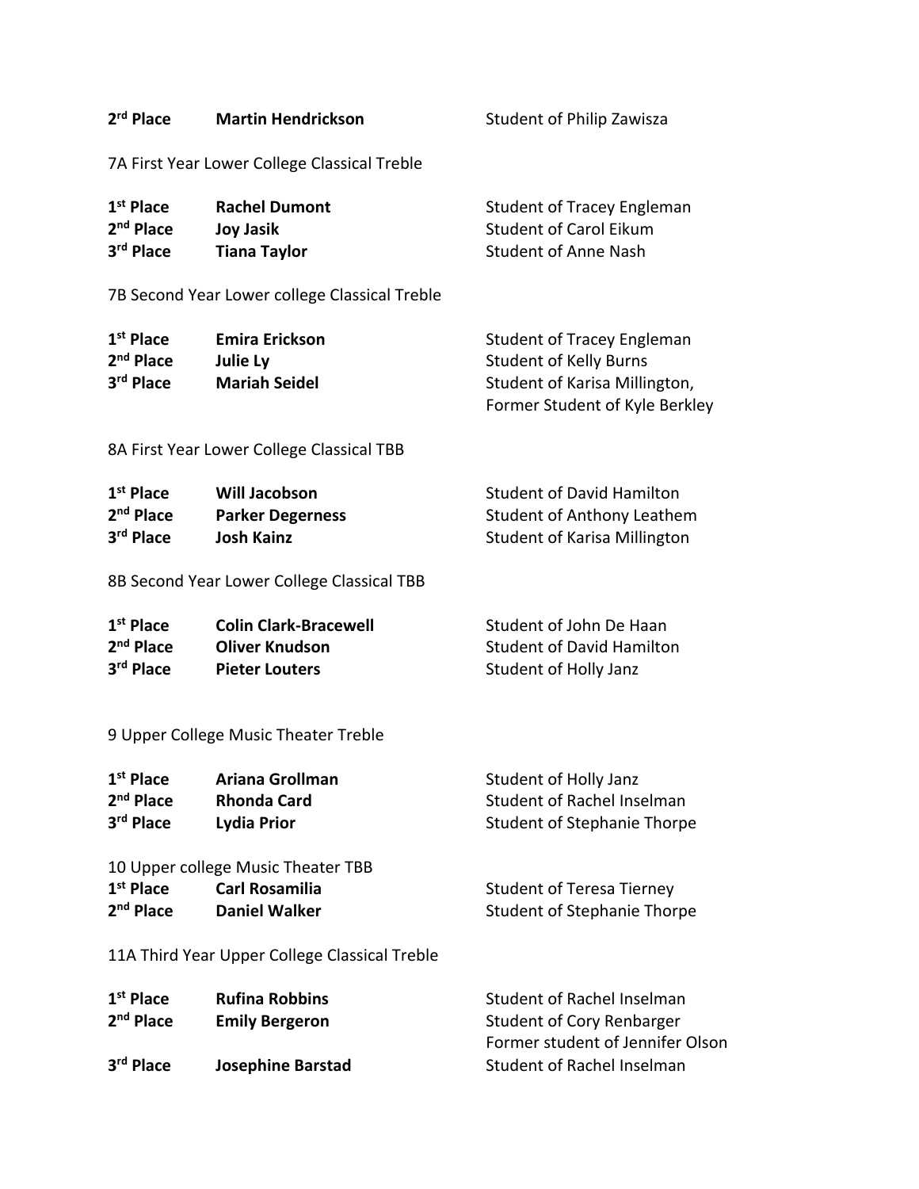| | | |
|---|---|---|
| **2[rd] Place** | **Martin Hendrickson** | Student of Philip Zawisza |

7A First Year Lower College Classical Treble

| | | |
|---|---|---|
| **1[st] Place** | **Rachel Dumont** | Student of Tracey Engleman |
| **2[nd] Place** | **Joy Jasik** | Student of Carol Eikum |
| **3[rd] Place** | **Tiana Taylor** | Student of Anne Nash |

7B Second Year Lower college Classical Treble

| | | |
|---|---|---|
| **1[st] Place** | **Emira Erickson** | Student of Tracey Engleman |
| **2[nd] Place** | **Julie Ly** | Student of Kelly Burns |
| **3[rd] Place** | **Mariah Seidel** | Student of Karisa Millington, Former Student of Kyle Berkley |

8A First Year Lower College Classical TBB

| | | |
|---|---|---|
| **1[st] Place** | **Will Jacobson** | Student of David Hamilton |
| **2[nd] Place** | **Parker Degerness** | Student of Anthony Leathem |
| **3[rd] Place** | **Josh Kainz** | Student of Karisa Millington |

8B Second Year Lower College Classical TBB

| | | |
|---|---|---|
| **1[st] Place** | **Colin Clark-Bracewell** | Student of John De Haan |
| **2[nd] Place** | **Oliver Knudson** | Student of David Hamilton |
| **3[rd] Place** | **Pieter Louters** | Student of Holly Janz |

9 Upper College Music Theater Treble

| | | |
|---|---|---|
| **1[st] Place** | **Ariana Grollman** | Student of Holly Janz |
| **2[nd] Place** | **Rhonda Card** | Student of Rachel Inselman |
| **3[rd] Place** | **Lydia Prior** | Student of Stephanie Thorpe |

10 Upper college Music Theater TBB

| | | |
|---|---|---|
| **1[st] Place** | **Carl Rosamilia** | Student of Teresa Tierney |
| **2[nd] Place** | **Daniel Walker** | Student of Stephanie Thorpe |

11A Third Year Upper College Classical Treble

| | | |
|---|---|---|
| **1[st] Place** | **Rufina Robbins** | Student of Rachel Inselman |
| **2[nd] Place** | **Emily Bergeron** | Student of Cory Renbarger Former student of Jennifer Olson |
| **3[rd] Place** | **Josephine Barstad** | Student of Rachel Inselman |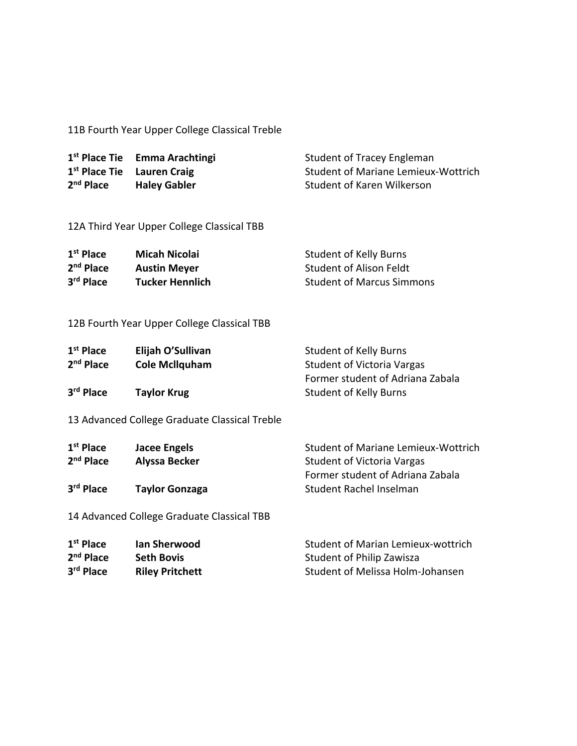11B Fourth Year Upper College Classical Treble

| | | |
|---|---|---|
| **1st Place Tie** | **Emma Arachtingi** | Student of Tracey Engleman |
| **1st Place Tie** | **Lauren Craig** | Student of Mariane Lemieux-Wottrich |
| **2nd Place** | **Haley Gabler** | Student of Karen Wilkerson |

12A Third Year Upper College Classical TBB

| | | |
|---|---|---|
| **1st Place** | **Micah Nicolai** | Student of Kelly Burns |
| **2nd Place** | **Austin Meyer** | Student of Alison Feldt |
| **3rd Place** | **Tucker Hennlich** | Student of Marcus Simmons |

12B Fourth Year Upper College Classical TBB

| | | |
|---|---|---|
| **1st Place** | **Elijah O'Sullivan** | Student of Kelly Burns |
| **2nd Place** | **Cole Mcllquham** | Student of Victoria Vargas<br>Former student of Adriana Zabala |
| **3rd Place** | **Taylor Krug** | Student of Kelly Burns |

13 Advanced College Graduate Classical Treble

| | | |
|---|---|---|
| **1st Place** | **Jacee Engels** | Student of Mariane Lemieux-Wottrich |
| **2nd Place** | **Alyssa Becker** | Student of Victoria Vargas<br>Former student of Adriana Zabala |
| **3rd Place** | **Taylor Gonzaga** | Student Rachel Inselman |

14 Advanced College Graduate Classical TBB

| | | |
|---|---|---|
| **1st Place** | **Ian Sherwood** | Student of Marian Lemieux-wottrich |
| **2nd Place** | **Seth Bovis** | Student of Philip Zawisza |
| **3rd Place** | **Riley Pritchett** | Student of Melissa Holm-Johansen |